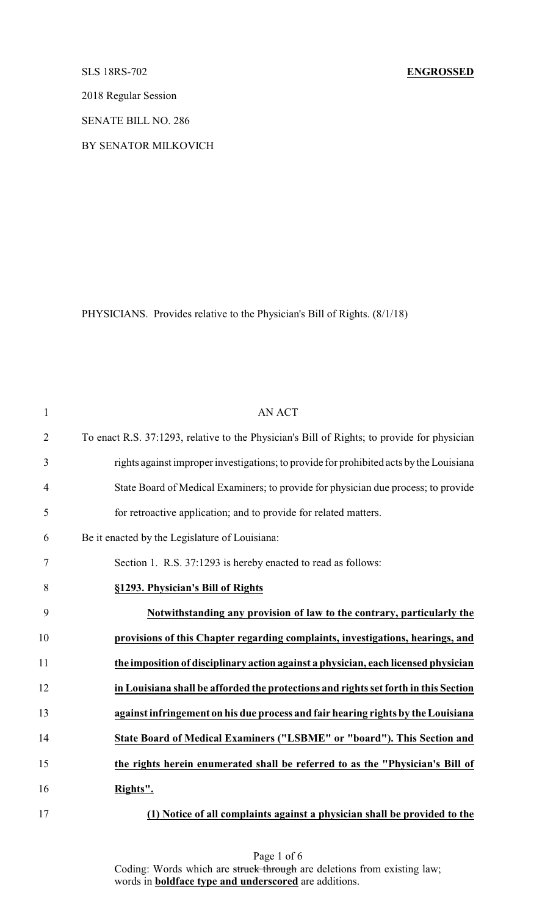SLS 18RS-702 **ENGROSSED**

2018 Regular Session

SENATE BILL NO. 286

BY SENATOR MILKOVICH

PHYSICIANS. Provides relative to the Physician's Bill of Rights. (8/1/18)

AN ACT

To enact R.S. 37:1293, relative to the Physician's Bill of Rights; to provide for physician rights against improper investigations; to provide for prohibited acts by the Louisiana State Board of Medical Examiners; to provide for physician due process; to provide for retroactive application; and to provide for related matters.

Be it enacted by the Legislature of Louisiana:

Section 1. R.S. 37:1293 is hereby enacted to read as follows:

**§1293. Physician's Bill of Rights**

**Notwithstanding any provision of law to the contrary, particularly the provisions of this Chapter regarding complaints, investigations, hearings, and the imposition of disciplinary action against a physician, each licensed physician in Louisiana shall be afforded the protections and rights set forth in this Section against infringement on his due process and fair hearing rights by the Louisiana State Board of Medical Examiners ("LSBME" or "board"). This Section and the rights herein enumerated shall be referred to as the "Physician's Bill of Rights".**

**(1) Notice of all complaints against a physician shall be provided to the**

Coding: Words which are ~~struck through~~ are deletions from existing law; words in **boldface type and underscored** are additions.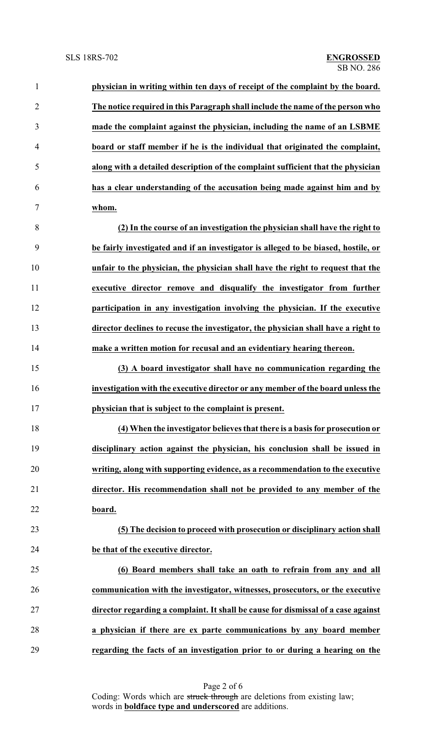**physician in writing within ten days of receipt of the complaint by the board. The notice required in this Paragraph shall include the name of the person who made the complaint against the physician, including the name of an LSBME board or staff member if he is the individual that originated the complaint, along with a detailed description of the complaint sufficient that the physician has a clear understanding of the accusation being made against him and by whom.**

**(2) In the course of an investigation the physician shall have the right to be fairly investigated and if an investigator is alleged to be biased, hostile, or unfair to the physician, the physician shall have the right to request that the executive director remove and disqualify the investigator from further participation in any investigation involving the physician. If the executive director declines to recuse the investigator, the physician shall have a right to make a written motion for recusal and an evidentiary hearing thereon.**

**(3) A board investigator shall have no communication regarding the investigation with the executive director or any member of the board unless the physician that is subject to the complaint is present.**

**(4) When the investigator believes that there is a basis for prosecution or disciplinary action against the physician, his conclusion shall be issued in writing, along with supporting evidence, as a recommendation to the executive director. His recommendation shall not be provided to any member of the board.**

**(5) The decision to proceed with prosecution or disciplinary action shall be that of the executive director.**

**(6) Board members shall take an oath to refrain from any and all communication with the investigator, witnesses, prosecutors, or the executive director regarding a complaint. It shall be cause for dismissal of a case against a physician if there are ex parte communications by any board member regarding the facts of an investigation prior to or during a hearing on the**

Coding: Words which are ~~struck through~~ are deletions from existing law; words in **boldface type and underscored** are additions.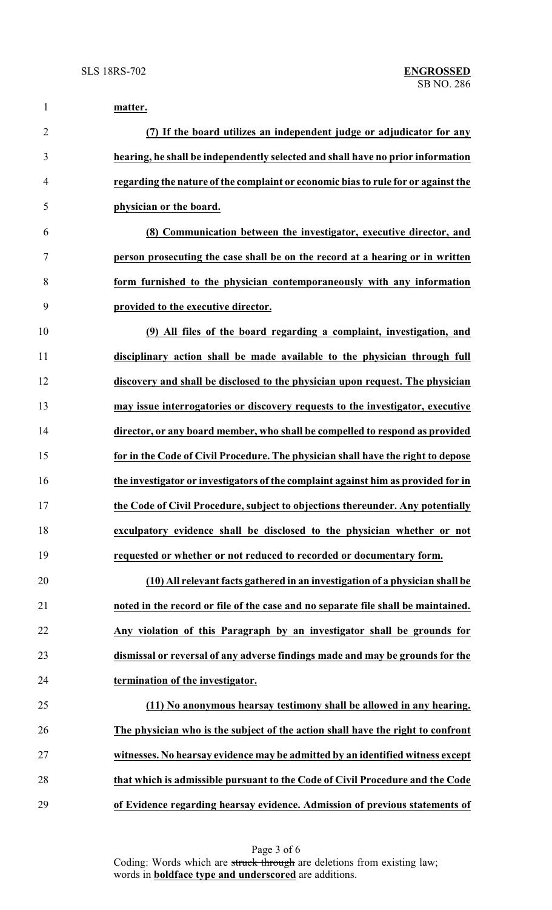**matter.**

**(7) If the board utilizes an independent judge or adjudicator for any hearing, he shall be independently selected and shall have no prior information regarding the nature of the complaint or economic bias to rule for or against the physician or the board.**

**(8) Communication between the investigator, executive director, and person prosecuting the case shall be on the record at a hearing or in written form furnished to the physician contemporaneously with any information provided to the executive director.**

**(9) All files of the board regarding a complaint, investigation, and disciplinary action shall be made available to the physician through full discovery and shall be disclosed to the physician upon request. The physician may issue interrogatories or discovery requests to the investigator, executive director, or any board member, who shall be compelled to respond as provided for in the Code of Civil Procedure. The physician shall have the right to depose the investigator or investigators of the complaint against him as provided for in the Code of Civil Procedure, subject to objections thereunder. Any potentially exculpatory evidence shall be disclosed to the physician whether or not requested or whether or not reduced to recorded or documentary form.**

**(10) All relevant facts gathered in an investigation of a physician shall be noted in the record or file of the case and no separate file shall be maintained. Any violation of this Paragraph by an investigator shall be grounds for dismissal or reversal of any adverse findings made and may be grounds for the termination of the investigator.**

**(11) No anonymous hearsay testimony shall be allowed in any hearing. The physician who is the subject of the action shall have the right to confront witnesses. No hearsay evidence may be admitted by an identified witness except that which is admissible pursuant to the Code of Civil Procedure and the Code of Evidence regarding hearsay evidence. Admission of previous statements of**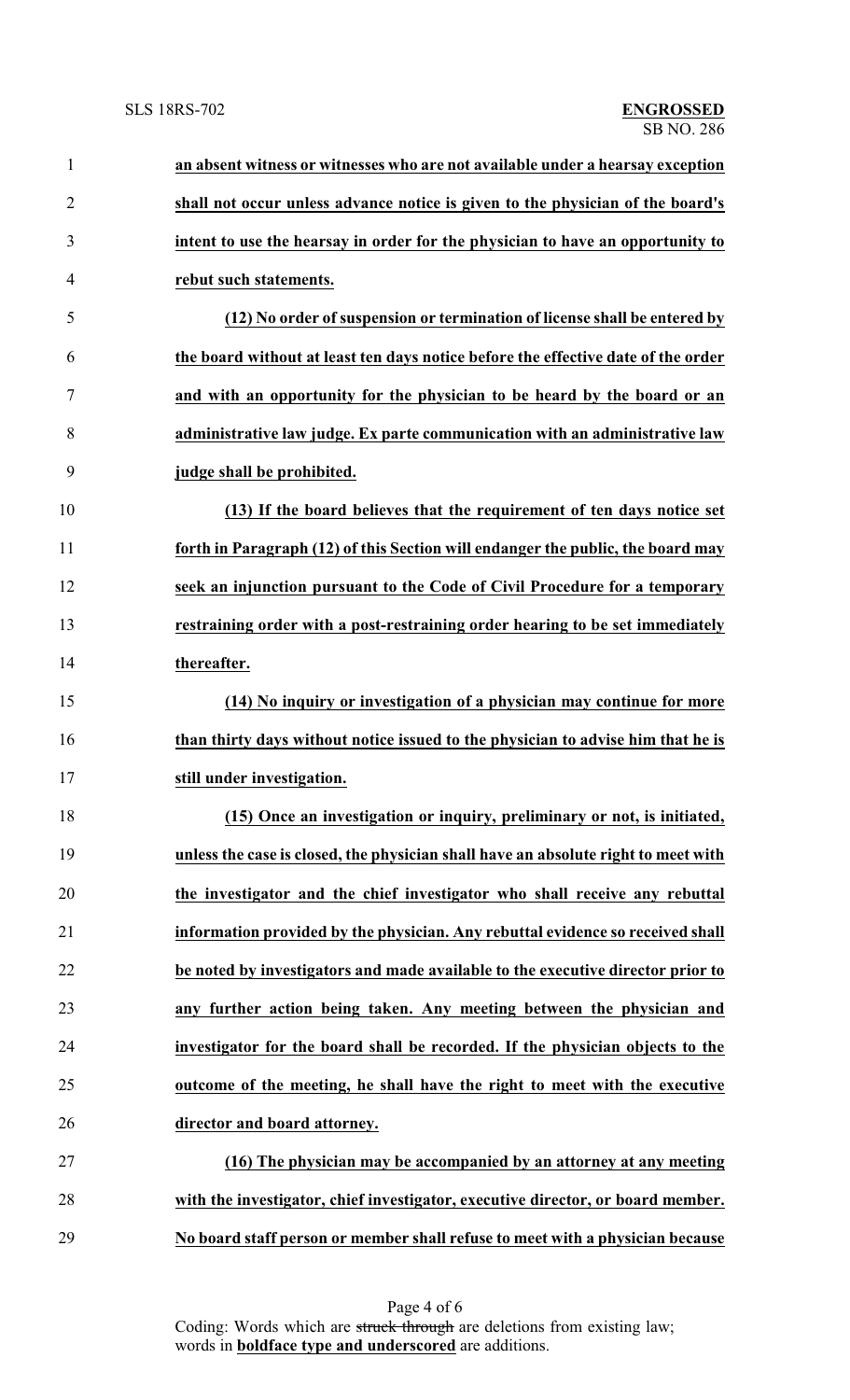**an absent witness or witnesses who are not available under a hearsay exception shall not occur unless advance notice is given to the physician of the board's intent to use the hearsay in order for the physician to have an opportunity to rebut such statements.**

**(12) No order of suspension or termination of license shall be entered by the board without at least ten days notice before the effective date of the order and with an opportunity for the physician to be heard by the board or an administrative law judge. Ex parte communication with an administrative law judge shall be prohibited.**

**(13) If the board believes that the requirement of ten days notice set forth in Paragraph (12) of this Section will endanger the public, the board may seek an injunction pursuant to the Code of Civil Procedure for a temporary restraining order with a post-restraining order hearing to be set immediately thereafter.**

**(14) No inquiry or investigation of a physician may continue for more than thirty days without notice issued to the physician to advise him that he is still under investigation.**

**(15) Once an investigation or inquiry, preliminary or not, is initiated, unless the case is closed, the physician shall have an absolute right to meet with the investigator and the chief investigator who shall receive any rebuttal information provided by the physician. Any rebuttal evidence so received shall be noted by investigators and made available to the executive director prior to any further action being taken. Any meeting between the physician and investigator for the board shall be recorded. If the physician objects to the outcome of the meeting, he shall have the right to meet with the executive director and board attorney.**

**(16) The physician may be accompanied by an attorney at any meeting with the investigator, chief investigator, executive director, or board member. No board staff person or member shall refuse to meet with a physician because**

Coding: Words which are ~~struck through~~ are deletions from existing law; words in **boldface type and underscored** are additions.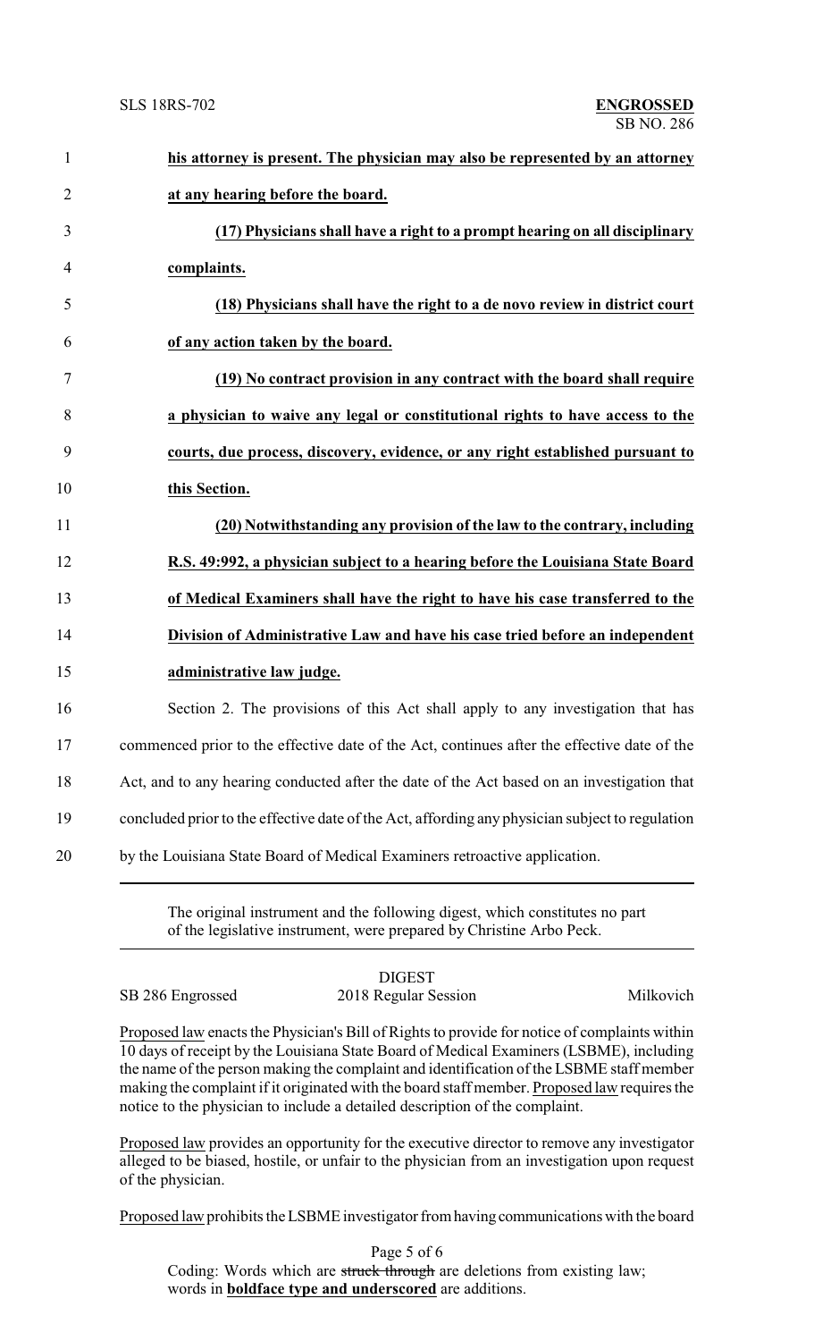**his attorney is present. The physician may also be represented by an attorney at any hearing before the board.**

**(17) Physicians shall have a right to a prompt hearing on all disciplinary complaints.**

**(18) Physicians shall have the right to a de novo review in district court of any action taken by the board.**

**(19) No contract provision in any contract with the board shall require a physician to waive any legal or constitutional rights to have access to the courts, due process, discovery, evidence, or any right established pursuant to this Section.**

**(20) Notwithstanding any provision of the law to the contrary, including R.S. 49:992, a physician subject to a hearing before the Louisiana State Board of Medical Examiners shall have the right to have his case transferred to the Division of Administrative Law and have his case tried before an independent administrative law judge.**

Section 2. The provisions of this Act shall apply to any investigation that has commenced prior to the effective date of the Act, continues after the effective date of the Act, and to any hearing conducted after the date of the Act based on an investigation that concluded prior to the effective date of the Act, affording any physician subject to regulation by the Louisiana State Board of Medical Examiners retroactive application.

The original instrument and the following digest, which constitutes no part of the legislative instrument, were prepared by Christine Arbo Peck.

DIGEST

SB 286 Engrossed — 2018 Regular Session — Milkovich

Proposed law enacts the Physician's Bill of Rights to provide for notice of complaints within 10 days of receipt by the Louisiana State Board of Medical Examiners (LSBME), including the name of the person making the complaint and identification of the LSBME staff member making the complaint if it originated with the board staff member. Proposed law requires the notice to the physician to include a detailed description of the complaint.

Proposed law provides an opportunity for the executive director to remove any investigator alleged to be biased, hostile, or unfair to the physician from an investigation upon request of the physician.

Proposed law prohibits the LSBME investigator from having communications with the board

Coding: Words which are ~~struck through~~ are deletions from existing law; words in **boldface type and underscored** are additions.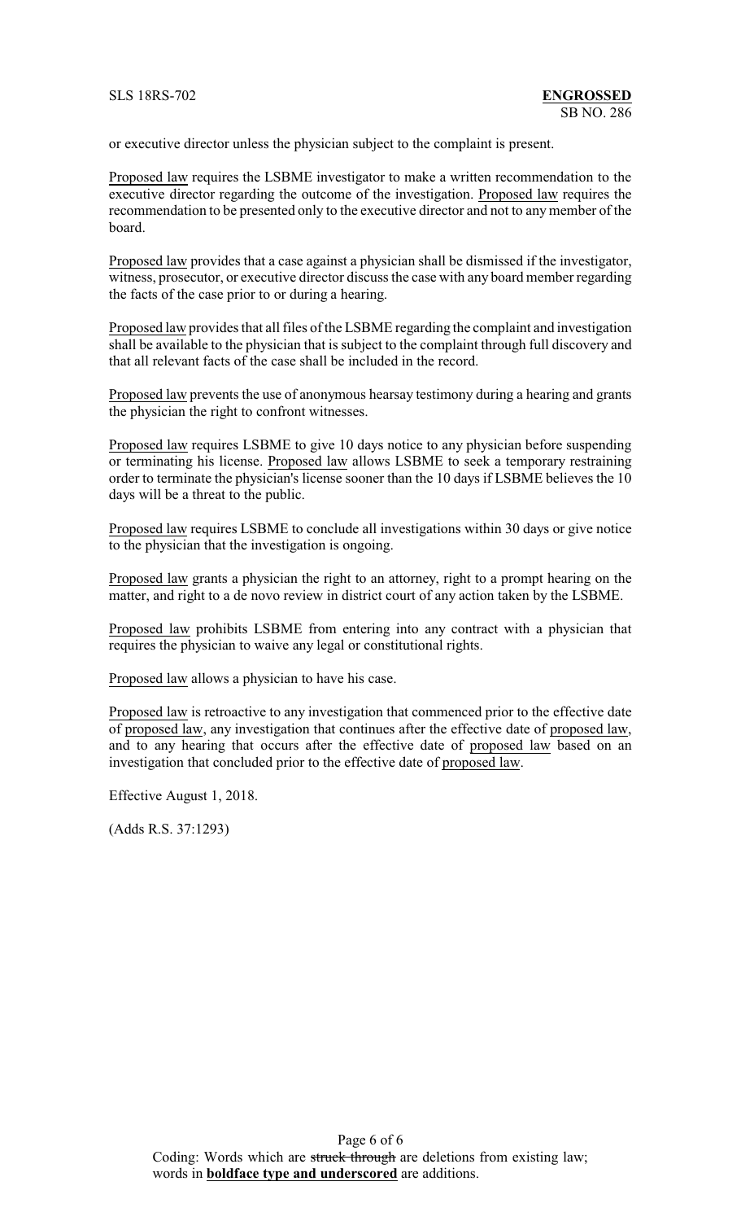or executive director unless the physician subject to the complaint is present.

Proposed law requires the LSBME investigator to make a written recommendation to the executive director regarding the outcome of the investigation. Proposed law requires the recommendation to be presented only to the executive director and not to any member of the board.

Proposed law provides that a case against a physician shall be dismissed if the investigator, witness, prosecutor, or executive director discuss the case with any board member regarding the facts of the case prior to or during a hearing.

Proposed law provides that all files of the LSBME regarding the complaint and investigation shall be available to the physician that is subject to the complaint through full discovery and that all relevant facts of the case shall be included in the record.

Proposed law prevents the use of anonymous hearsay testimony during a hearing and grants the physician the right to confront witnesses.

Proposed law requires LSBME to give 10 days notice to any physician before suspending or terminating his license. Proposed law allows LSBME to seek a temporary restraining order to terminate the physician's license sooner than the 10 days if LSBME believes the 10 days will be a threat to the public.

Proposed law requires LSBME to conclude all investigations within 30 days or give notice to the physician that the investigation is ongoing.

Proposed law grants a physician the right to an attorney, right to a prompt hearing on the matter, and right to a de novo review in district court of any action taken by the LSBME.

Proposed law prohibits LSBME from entering into any contract with a physician that requires the physician to waive any legal or constitutional rights.

Proposed law allows a physician to have his case.

Proposed law is retroactive to any investigation that commenced prior to the effective date of proposed law, any investigation that continues after the effective date of proposed law, and to any hearing that occurs after the effective date of proposed law based on an investigation that concluded prior to the effective date of proposed law.

Effective August 1, 2018.

(Adds R.S. 37:1293)

Coding: Words which are ~~struck through~~ are deletions from existing law; words in **boldface type and underscored** are additions.